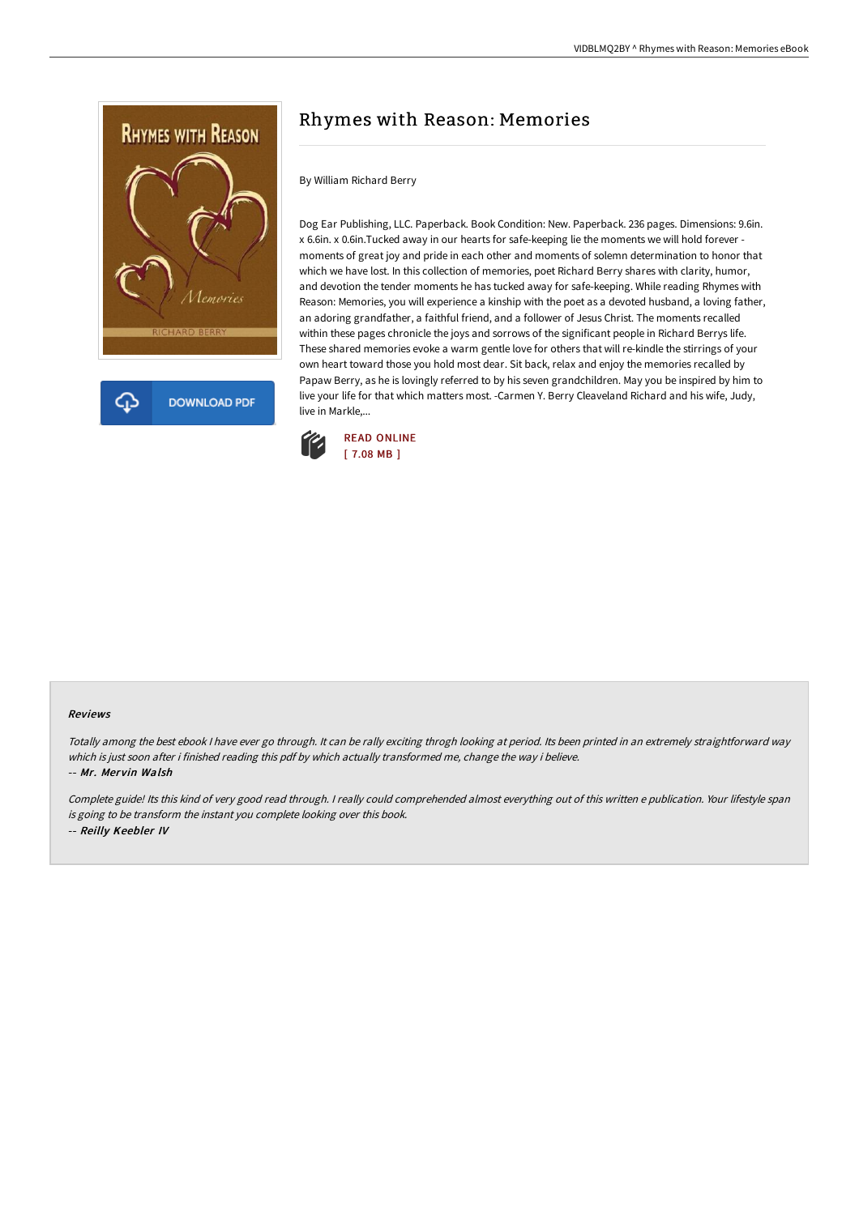# Rhymes with Reason: Memories

By William Richard Berry

Dog Ear Publishing, LLC. Paperback. Book Condition: New. Paperback. 236 pages. Dimensions: 9.6in. x 6.6in. x 0.6in.Tucked away in our hearts for safe-keeping lie the moments we will hold forever - moments of great joy and pride in each other and moments of solemn determination to honor that which we have lost. In this collection of memories, poet Richard Berry shares with clarity, humor, and devotion the tender moments he has tucked away for safe-keeping. While reading Rhymes with Reason: Memories, you will experience a kinship with the poet as a devoted husband, a loving father, an adoring grandfather, a faithful friend, and a follower of Jesus Christ. The moments recalled within these pages chronicle the joys and sorrows of the significant people in Richard Berrys life. These shared memories evoke a warm gentle love for others that will re-kindle the stirrings of your own heart toward those you hold most dear. Sit back, relax and enjoy the memories recalled by Papaw Berry, as he is lovingly referred to by his seven grandchildren. May you be inspired by him to live your life for that which matters most. -Carmen Y. Berry Cleaveland Richard and his wife, Judy, live in Markle,...

DOWNLOAD PDF

READ ONLINE
[ 7.08 MB ]

### Reviews

*Totally among the best ebook I have ever go through. It can be rally exciting throgh looking at period. Its been printed in an extremely straightforward way which is just soon after i finished reading this pdf by which actually transformed me, change the way i believe.*

-- ***Mr. Mervin Walsh***

*Complete guide! Its this kind of very good read through. I really could comprehended almost everything out of this written e publication. Your lifestyle span is going to be transform the instant you complete looking over this book.*

-- ***Reilly Keebler IV***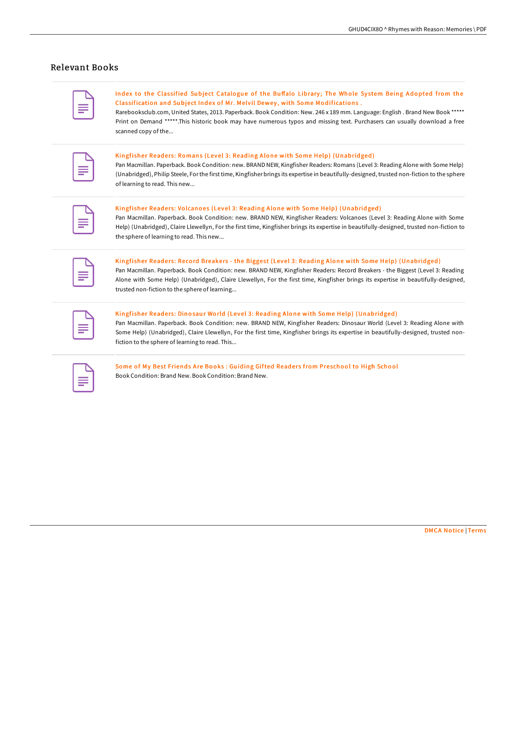## Relevant Books

**Index to the Classified Subject Catalogue of the Buffalo Library; The Whole System Being Adopted from the Classification and Subject Index of Mr. Melvil Dewey, with Some Modifications .**

Rarebooksclub.com, United States, 2013. Paperback. Book Condition: New. 246 x 189 mm. Language: English . Brand New Book ***** Print on Demand *****.This historic book may have numerous typos and missing text. Purchasers can usually download a free scanned copy of the...

**Kingfisher Readers: Romans (Level 3: Reading Alone with Some Help) (Unabridged)**

Pan Macmillan. Paperback. Book Condition: new. BRAND NEW, Kingfisher Readers: Romans (Level 3: Reading Alone with Some Help) (Unabridged), Philip Steele, For the first time, Kingfisher brings its expertise in beautifully-designed, trusted non-fiction to the sphere of learning to read. This new...

**Kingfisher Readers: Volcanoes (Level 3: Reading Alone with Some Help) (Unabridged)**

Pan Macmillan. Paperback. Book Condition: new. BRAND NEW, Kingfisher Readers: Volcanoes (Level 3: Reading Alone with Some Help) (Unabridged), Claire Llewellyn, For the first time, Kingfisher brings its expertise in beautifully-designed, trusted non-fiction to the sphere of learning to read. This new...

**Kingfisher Readers: Record Breakers - the Biggest (Level 3: Reading Alone with Some Help) (Unabridged)**

Pan Macmillan. Paperback. Book Condition: new. BRAND NEW, Kingfisher Readers: Record Breakers - the Biggest (Level 3: Reading Alone with Some Help) (Unabridged), Claire Llewellyn, For the first time, Kingfisher brings its expertise in beautifully-designed, trusted non-fiction to the sphere of learning...

**Kingfisher Readers: Dinosaur World (Level 3: Reading Alone with Some Help) (Unabridged)**

Pan Macmillan. Paperback. Book Condition: new. BRAND NEW, Kingfisher Readers: Dinosaur World (Level 3: Reading Alone with Some Help) (Unabridged), Claire Llewellyn, For the first time, Kingfisher brings its expertise in beautifully-designed, trusted non-fiction to the sphere of learning to read. This...

**Some of My Best Friends Are Books : Guiding Gifted Readers from Preschool to High School**

Book Condition: Brand New. Book Condition: Brand New.

DMCA Notice | Terms